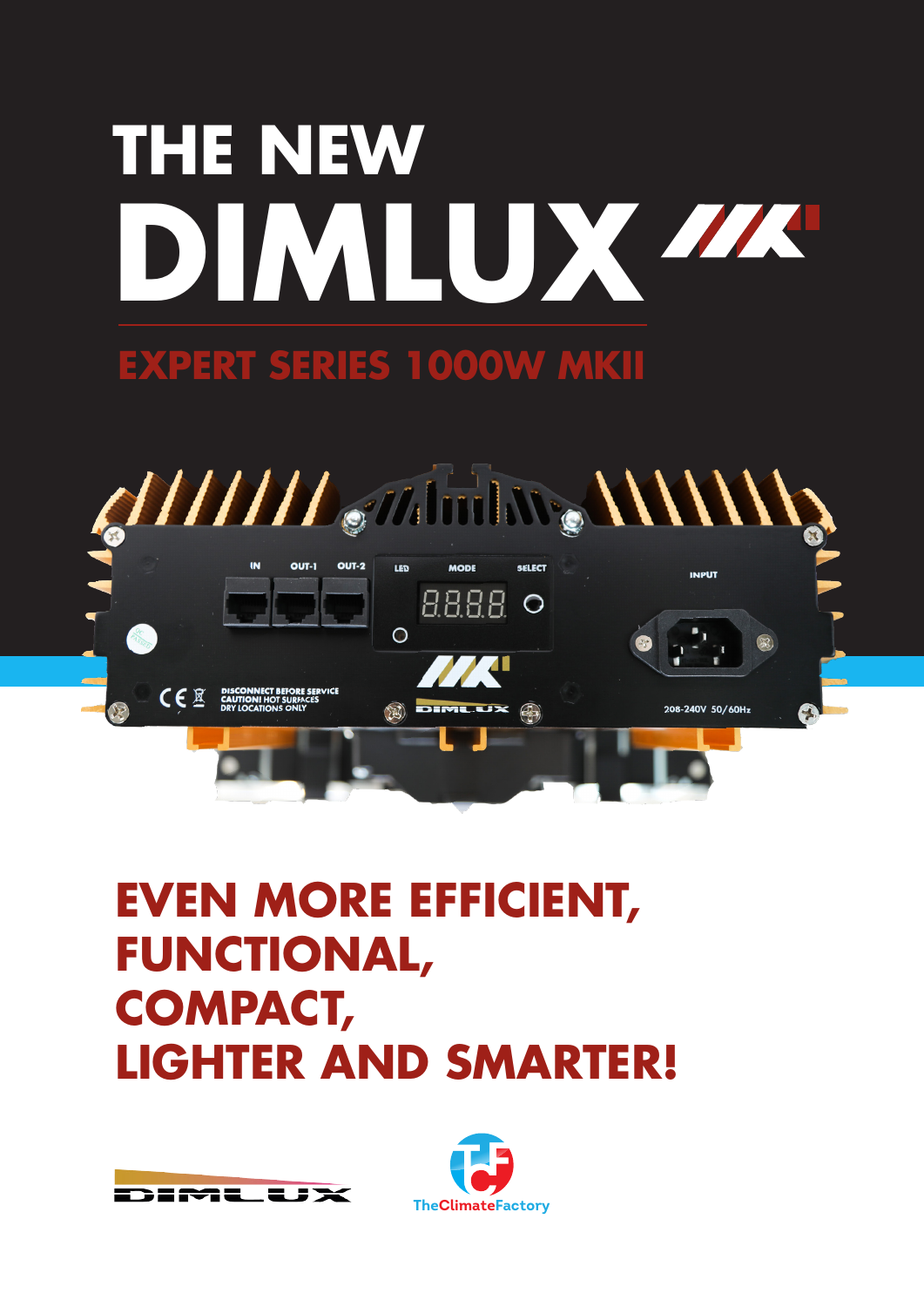# THE NEW DIMLUX

## EXPERT SERIES 1000W MKII

**EVEN MORE EFFICIENT,**
**FUNCTIONAL,**
**COMPACT,**
**LIGHTER AND SMARTER!**

TheClimateFactory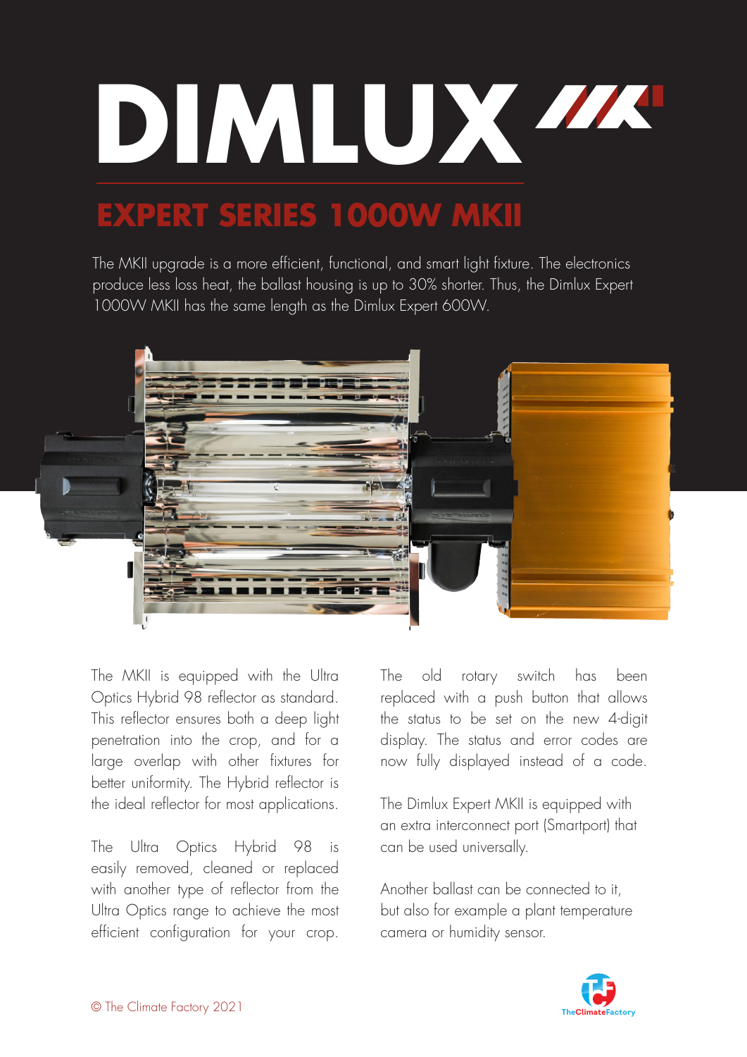# DIMLUX

## EXPERT SERIES 1000W MKII

The MKII upgrade is a more efficient, functional, and smart light fixture. The electronics produce less loss heat, the ballast housing is up to 30% shorter. Thus, the Dimlux Expert 1000W MKII has the same length as the Dimlux Expert 600W.

The MKII is equipped with the Ultra Optics Hybrid 98 reflector as standard. This reflector ensures both a deep light penetration into the crop, and for a large overlap with other fixtures for better uniformity. The Hybrid reflector is the ideal reflector for most applications.

The Ultra Optics Hybrid 98 is easily removed, cleaned or replaced with another type of reflector from the Ultra Optics range to achieve the most efficient configuration for your crop.

The old rotary switch has been replaced with a push button that allows the status to be set on the new 4-digit display. The status and error codes are now fully displayed instead of a code.

The Dimlux Expert MKII is equipped with an extra interconnect port (Smartport) that can be used universally.

Another ballast can be connected to it, but also for example a plant temperature camera or humidity sensor.

© The Climate Factory 2021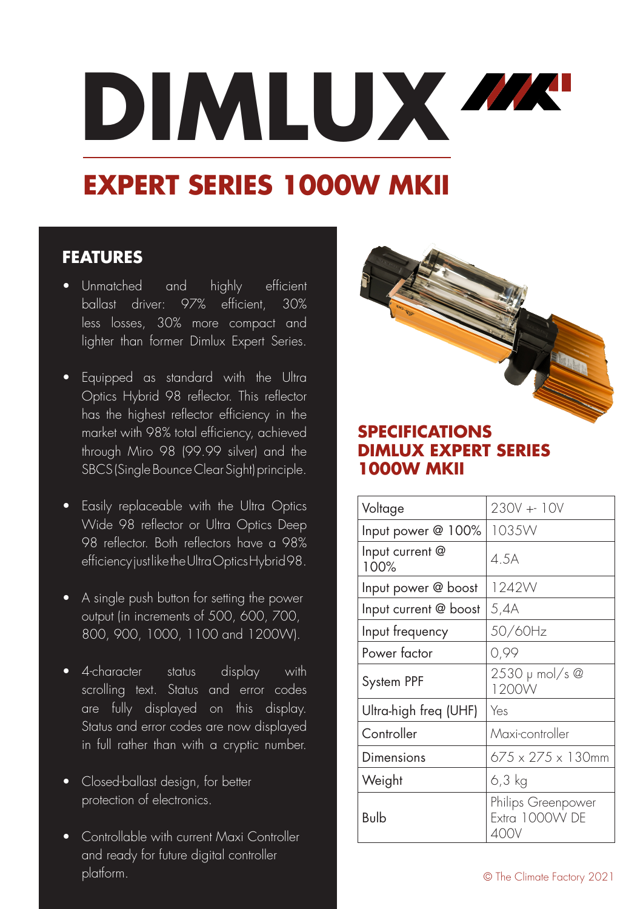# DIMLUX

## EXPERT SERIES 1000W MKII

### FEATURES

- Unmatched and highly efficient ballast driver: 97% efficient, 30% less losses, 30% more compact and lighter than former Dimlux Expert Series.
- Equipped as standard with the Ultra Optics Hybrid 98 reflector. This reflector has the highest reflector efficiency in the market with 98% total efficiency, achieved through Miro 98 (99.99 silver) and the SBCS (Single Bounce Clear Sight) principle.
- Easily replaceable with the Ultra Optics Wide 98 reflector or Ultra Optics Deep 98 reflector. Both reflectors have a 98% efficiency just like the Ultra Optics Hybrid 98.
- A single push button for setting the power output (in increments of 500, 600, 700, 800, 900, 1000, 1100 and 1200W).
- 4-character status display with scrolling text. Status and error codes are fully displayed on this display. Status and error codes are now displayed in full rather than with a cryptic number.
- Closed-ballast design, for better protection of electronics.
- Controllable with current Maxi Controller and ready for future digital controller platform.

### SPECIFICATIONS DIMLUX EXPERT SERIES 1000W MKII

| | |
|---|---|
| Voltage | 230V +- 10V |
| Input power @ 100% | 1035W |
| Input current @ 100% | 4.5A |
| Input power @ boost | 1242W |
| Input current @ boost | 5,4A |
| Input frequency | 50/60Hz |
| Power factor | 0,99 |
| System PPF | 2530 μ mol/s @ 1200W |
| Ultra-high freq (UHF) | Yes |
| Controller | Maxi-controller |
| Dimensions | 675 x 275 x 130mm |
| Weight | 6,3 kg |
| Bulb | Philips Greenpower Extra 1000W DE 400V |

© The Climate Factory 2021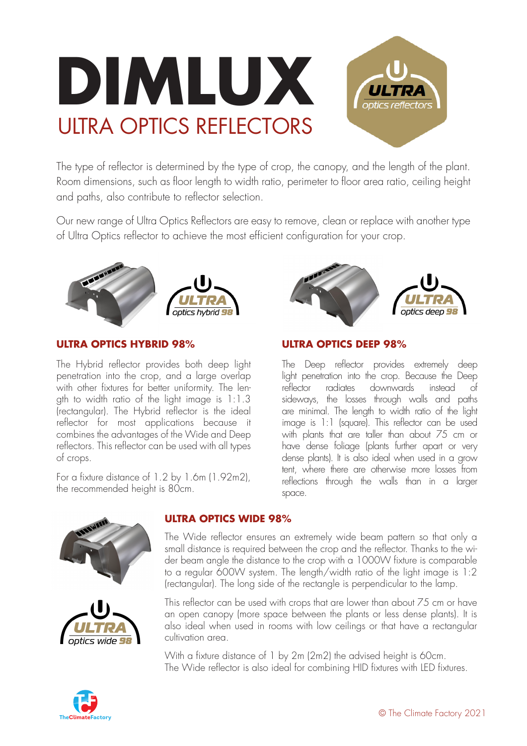# DIMLUX

## ULTRA OPTICS REFLECTORS

ULTRA optics reflectors

The type of reflector is determined by the type of crop, the canopy, and the length of the plant. Room dimensions, such as floor length to width ratio, perimeter to floor area ratio, ceiling height and paths, also contribute to reflector selection.

Our new range of Ultra Optics Reflectors are easy to remove, clean or replace with another type of Ultra Optics reflector to achieve the most efficient configuration for your crop.

ULTRA optics hybrid 98

### ULTRA OPTICS HYBRID 98%

The Hybrid reflector provides both deep light penetration into the crop, and a large overlap with other fixtures for better uniformity. The length to width ratio of the light image is 1:1.3 (rectangular). The Hybrid reflector is the ideal reflector for most applications because it combines the advantages of the Wide and Deep reflectors. This reflector can be used with all types of crops.

For a fixture distance of 1.2 by 1.6m (1.92m2), the recommended height is 80cm.

ULTRA optics deep 98

### ULTRA OPTICS DEEP 98%

The Deep reflector provides extremely deep light penetration into the crop. Because the Deep reflector radiates downwards instead of sideways, the losses through walls and paths are minimal. The length to width ratio of the light image is 1:1 (square). This reflector can be used with plants that are taller than about 75 cm or have dense foliage (plants further apart or very dense plants). It is also ideal when used in a grow tent, where there are otherwise more losses from reflections through the walls than in a larger space.

ULTRA optics wide 98

### ULTRA OPTICS WIDE 98%

The Wide reflector ensures an extremely wide beam pattern so that only a small distance is required between the crop and the reflector. Thanks to the wider beam angle the distance to the crop with a 1000W fixture is comparable to a regular 600W system. The length/width ratio of the light image is 1:2 (rectangular). The long side of the rectangle is perpendicular to the lamp.

This reflector can be used with crops that are lower than about 75 cm or have an open canopy (more space between the plants or less dense plants). It is also ideal when used in rooms with low ceilings or that have a rectangular cultivation area.

With a fixture distance of 1 by 2m (2m2) the advised height is 60cm.
The Wide reflector is also ideal for combining HID fixtures with LED fixtures.

TheClimateFactory

© The Climate Factory 2021